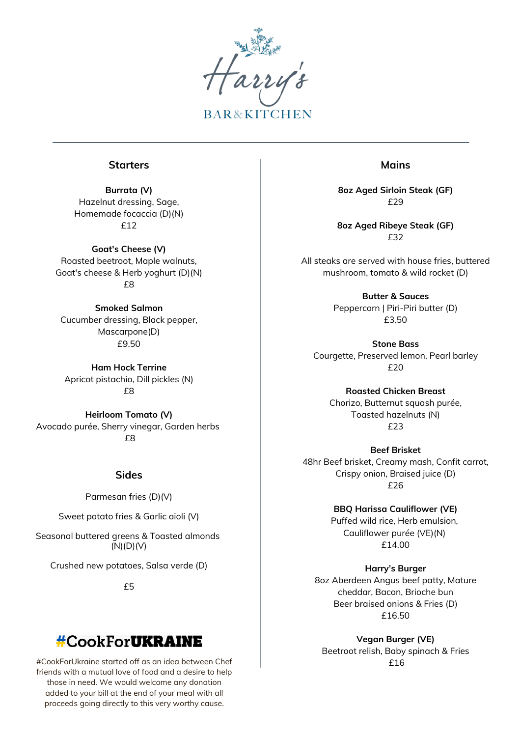# Harry's

BAR&KITCHEN

---

## Starters

**Burrata (V)**
Hazelnut dressing, Sage,
Homemade focaccia (D)(N)
£12

**Goat's Cheese (V)**
Roasted beetroot, Maple walnuts,
Goat's cheese & Herb yoghurt (D)(N)
£8

**Smoked Salmon**
Cucumber dressing, Black pepper,
Mascarpone(D)
£9.50

**Ham Hock Terrine**
Apricot pistachio, Dill pickles (N)
£8

**Heirloom Tomato (V)**
Avocado purée, Sherry vinegar, Garden herbs
£8

## Sides

Parmesan fries (D)(V)

Sweet potato fries & Garlic aioli (V)

Seasonal buttered greens & Toasted almonds (N)(D)(V)

Crushed new potatoes, Salsa verde (D)

£5

## #CookForUKRAINE

#CookForUkraine started off as an idea between Chef friends with a mutual love of food and a desire to help those in need. We would welcome any donation added to your bill at the end of your meal with all proceeds going directly to this very worthy cause.

## Mains

**8oz Aged Sirloin Steak (GF)**
£29

**8oz Aged Ribeye Steak (GF)**
£32

All steaks are served with house fries, buttered mushroom, tomato & wild rocket (D)

**Butter & Sauces**
Peppercorn | Piri-Piri butter (D)
£3.50

**Stone Bass**
Courgette, Preserved lemon, Pearl barley
£20

**Roasted Chicken Breast**
Chorizo, Butternut squash purée,
Toasted hazelnuts (N)
£23

**Beef Brisket**
48hr Beef brisket, Creamy mash, Confit carrot,
Crispy onion, Braised juice (D)
£26

**BBQ Harissa Cauliflower (VE)**
Puffed wild rice, Herb emulsion,
Cauliflower purée (VE)(N)
£14.00

**Harry's Burger**
8oz Aberdeen Angus beef patty, Mature cheddar, Bacon, Brioche bun
Beer braised onions & Fries (D)
£16.50

**Vegan Burger (VE)**
Beetroot relish, Baby spinach & Fries
£16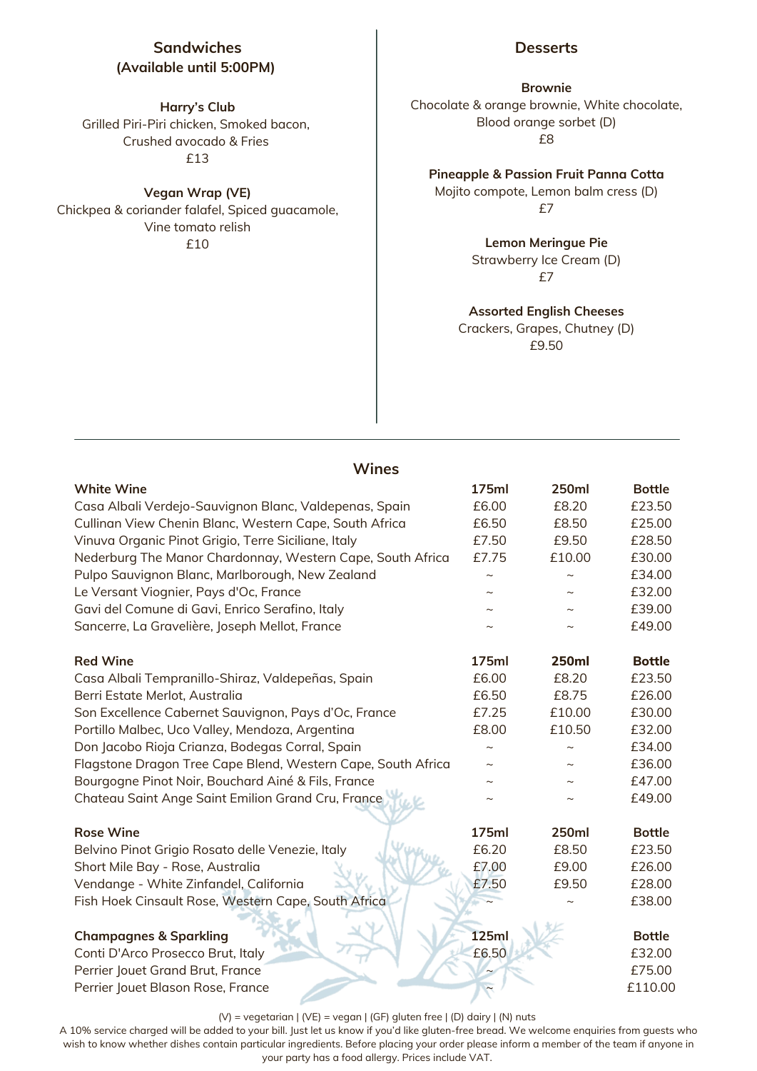## Sandwiches
**(Available until 5:00PM)**

**Harry's Club**
Grilled Piri-Piri chicken, Smoked bacon, Crushed avocado & Fries
£13

**Vegan Wrap (VE)**
Chickpea & coriander falafel, Spiced guacamole, Vine tomato relish
£10

## Desserts

**Brownie**
Chocolate & orange brownie, White chocolate, Blood orange sorbet (D)
£8

**Pineapple & Passion Fruit Panna Cotta**
Mojito compote, Lemon balm cress (D)
£7

**Lemon Meringue Pie**
Strawberry Ice Cream (D)
£7

**Assorted English Cheeses**
Crackers, Grapes, Chutney (D)
£9.50

## Wines

| **White Wine** | **175ml** | **250ml** | **Bottle** |
|---|---|---|---|
| Casa Albali Verdejo-Sauvignon Blanc, Valdepenas, Spain | £6.00 | £8.20 | £23.50 |
| Cullinan View Chenin Blanc, Western Cape, South Africa | £6.50 | £8.50 | £25.00 |
| Vinuva Organic Pinot Grigio, Terre Siciliane, Italy | £7.50 | £9.50 | £28.50 |
| Nederburg The Manor Chardonnay, Western Cape, South Africa | £7.75 | £10.00 | £30.00 |
| Pulpo Sauvignon Blanc, Marlborough, New Zealand | ~ | ~ | £34.00 |
| Le Versant Viognier, Pays d'Oc, France | ~ | ~ | £32.00 |
| Gavi del Comune di Gavi, Enrico Serafino, Italy | ~ | ~ | £39.00 |
| Sancerre, La Gravelière, Joseph Mellot, France | ~ | ~ | £49.00 |

| **Red Wine** | **175ml** | **250ml** | **Bottle** |
|---|---|---|---|
| Casa Albali Tempranillo-Shiraz, Valdepeñas, Spain | £6.00 | £8.20 | £23.50 |
| Berri Estate Merlot, Australia | £6.50 | £8.75 | £26.00 |
| Son Excellence Cabernet Sauvignon, Pays d'Oc, France | £7.25 | £10.00 | £30.00 |
| Portillo Malbec, Uco Valley, Mendoza, Argentina | £8.00 | £10.50 | £32.00 |
| Don Jacobo Rioja Crianza, Bodegas Corral, Spain | ~ | ~ | £34.00 |
| Flagstone Dragon Tree Cape Blend, Western Cape, South Africa | ~ | ~ | £36.00 |
| Bourgogne Pinot Noir, Bouchard Ainé & Fils, France | ~ | ~ | £47.00 |
| Chateau Saint Ange Saint Emilion Grand Cru, France | ~ | ~ | £49.00 |

| **Rose Wine** | **175ml** | **250ml** | **Bottle** |
|---|---|---|---|
| Belvino Pinot Grigio Rosato delle Venezie, Italy | £6.20 | £8.50 | £23.50 |
| Short Mile Bay - Rose, Australia | £7.00 | £9.00 | £26.00 |
| Vendange - White Zinfandel, California | £7.50 | £9.50 | £28.00 |
| Fish Hoek Cinsault Rose, Western Cape, South Africa | ~ | ~ | £38.00 |

| **Champagnes & Sparkling** | **125ml** | **Bottle** |
|---|---|---|
| Conti D'Arco Prosecco Brut, Italy | £6.50 | £32.00 |
| Perrier Jouet Grand Brut, France | ~ | £75.00 |
| Perrier Jouet Blason Rose, France | ~ | £110.00 |

(V) = vegetarian | (VE) = vegan | (GF) gluten free | (D) dairy | (N) nuts

A 10% service charged will be added to your bill. Just let us know if you'd like gluten-free bread. We welcome enquiries from guests who wish to know whether dishes contain particular ingredients. Before placing your order please inform a member of the team if anyone in your party has a food allergy. Prices include VAT.